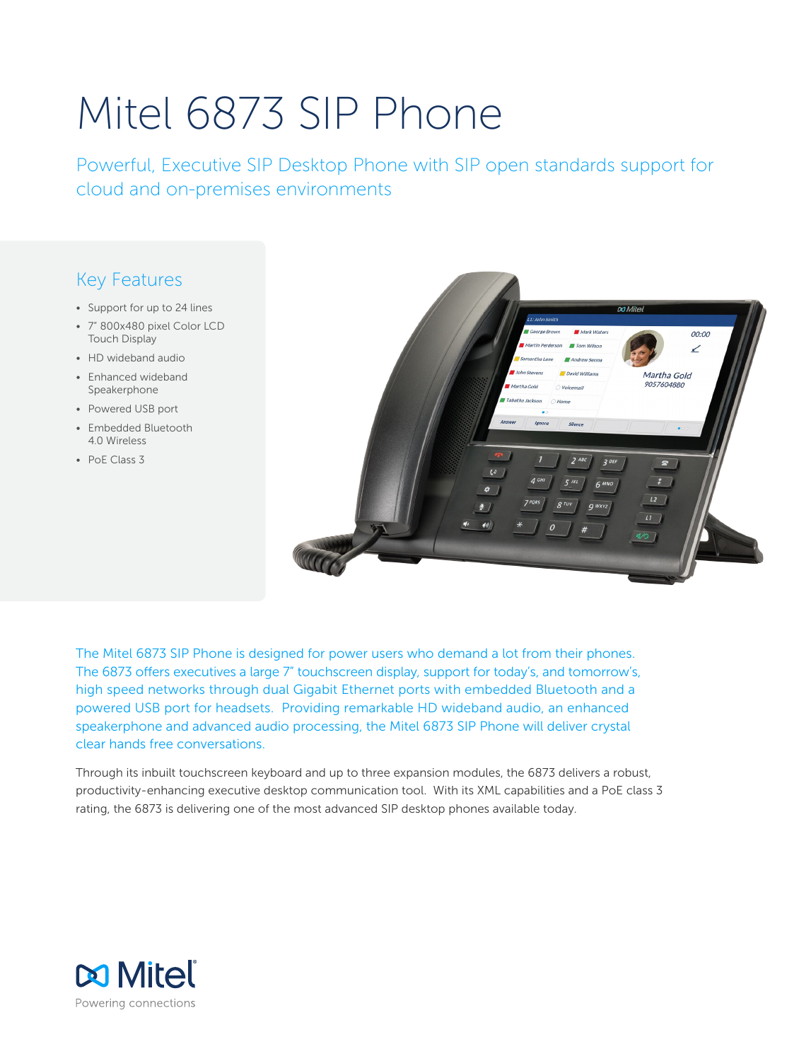# Mitel 6873 SIP Phone

Powerful, Executive SIP Desktop Phone with SIP open standards support for cloud and on-premises environments

## Key Features

- Support for up to 24 lines
- 7" 800x480 pixel Color LCD Touch Display
- HD wideband audio
- Enhanced wideband Speakerphone
- Powered USB port
- Embedded Bluetooth 4.0 Wireless
- PoE Class 3

The Mitel 6873 SIP Phone is designed for power users who demand a lot from their phones. The 6873 offers executives a large 7" touchscreen display, support for today's, and tomorrow's, high speed networks through dual Gigabit Ethernet ports with embedded Bluetooth and a powered USB port for headsets. Providing remarkable HD wideband audio, an enhanced speakerphone and advanced audio processing, the Mitel 6873 SIP Phone will deliver crystal clear hands free conversations.

Through its inbuilt touchscreen keyboard and up to three expansion modules, the 6873 delivers a robust, productivity-enhancing executive desktop communication tool. With its XML capabilities and a PoE class 3 rating, the 6873 is delivering one of the most advanced SIP desktop phones available today.

Mitel

Powering connections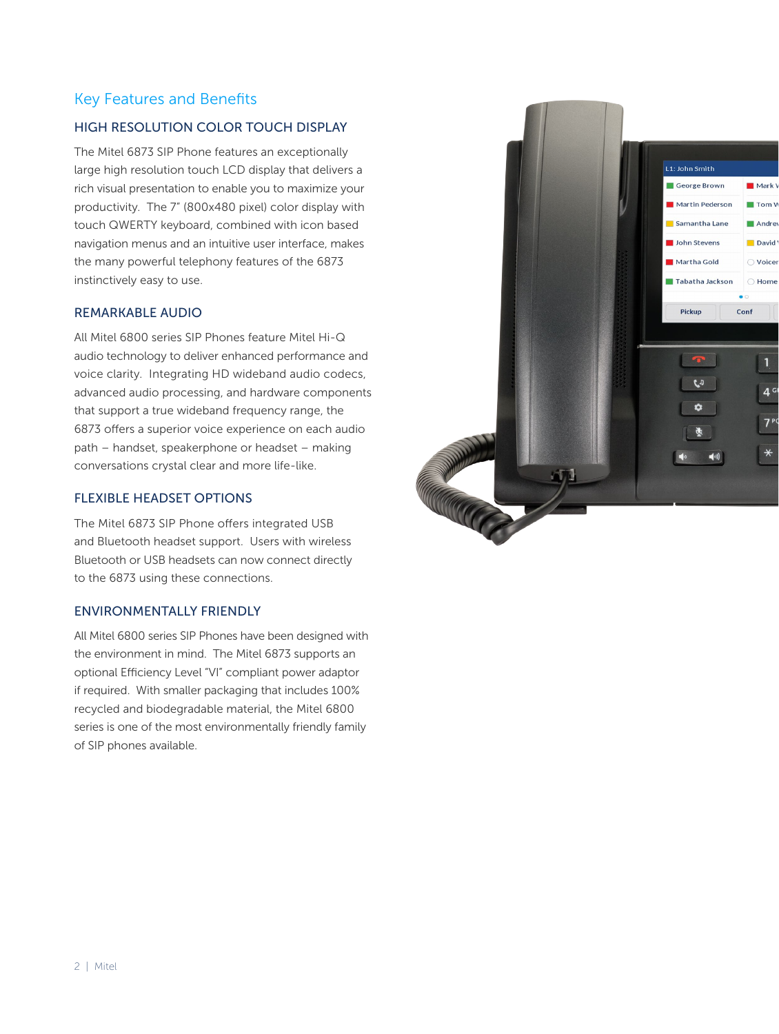## Key Features and Benefits

### HIGH RESOLUTION COLOR TOUCH DISPLAY

The Mitel 6873 SIP Phone features an exceptionally large high resolution touch LCD display that delivers a rich visual presentation to enable you to maximize your productivity. The 7" (800x480 pixel) color display with touch QWERTY keyboard, combined with icon based navigation menus and an intuitive user interface, makes the many powerful telephony features of the 6873 instinctively easy to use.

### REMARKABLE AUDIO

All Mitel 6800 series SIP Phones feature Mitel Hi-Q audio technology to deliver enhanced performance and voice clarity. Integrating HD wideband audio codecs, advanced audio processing, and hardware components that support a true wideband frequency range, the 6873 offers a superior voice experience on each audio path – handset, speakerphone or headset – making conversations crystal clear and more life-like.

### FLEXIBLE HEADSET OPTIONS

The Mitel 6873 SIP Phone offers integrated USB and Bluetooth headset support. Users with wireless Bluetooth or USB headsets can now connect directly to the 6873 using these connections.

### ENVIRONMENTALLY FRIENDLY

All Mitel 6800 series SIP Phones have been designed with the environment in mind. The Mitel 6873 supports an optional Efficiency Level "VI" compliant power adaptor if required. With smaller packaging that includes 100% recycled and biodegradable material, the Mitel 6800 series is one of the most environmentally friendly family of SIP phones available.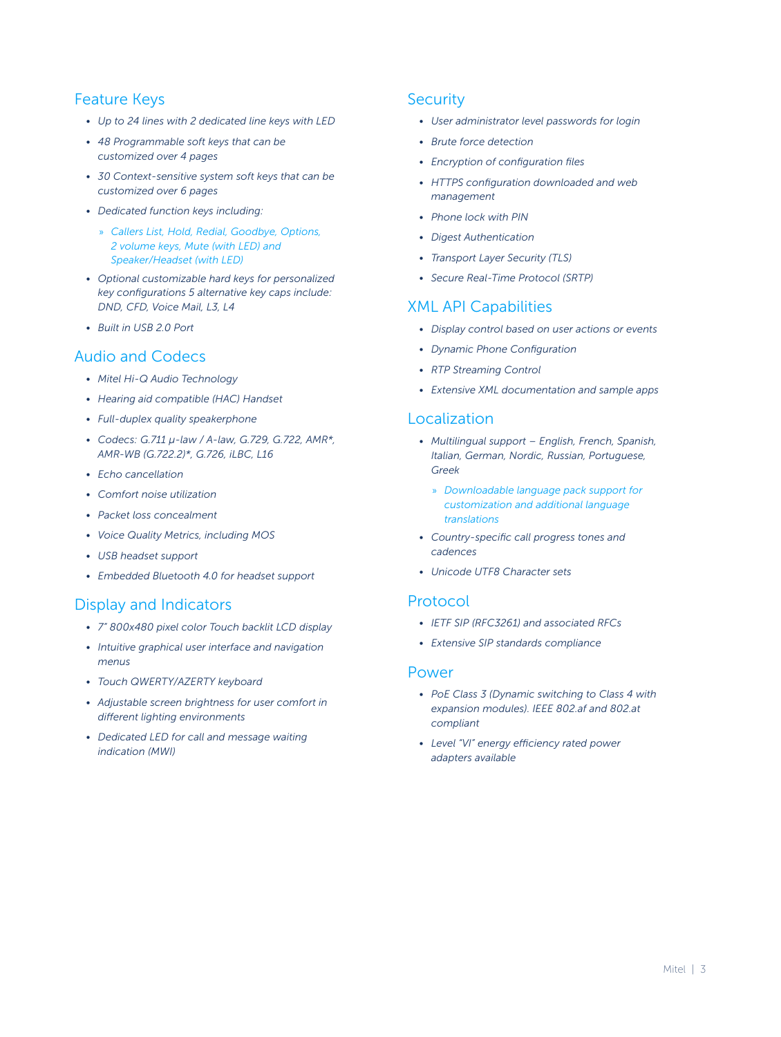## Feature Keys

- *Up to 24 lines with 2 dedicated line keys with LED*
- *48 Programmable soft keys that can be customized over 4 pages*
- *30 Context-sensitive system soft keys that can be customized over 6 pages*
- *Dedicated function keys including:*
  - *Callers List, Hold, Redial, Goodbye, Options, 2 volume keys, Mute (with LED) and Speaker/Headset (with LED)*
- *Optional customizable hard keys for personalized key configurations 5 alternative key caps include: DND, CFD, Voice Mail, L3, L4*
- *Built in USB 2.0 Port*

## Audio and Codecs

- *Mitel Hi-Q Audio Technology*
- *Hearing aid compatible (HAC) Handset*
- *Full-duplex quality speakerphone*
- *Codecs: G.711 µ-law / A-law, G.729, G.722, AMR\*, AMR-WB (G.722.2)\*, G.726, iLBC, L16*
- *Echo cancellation*
- *Comfort noise utilization*
- *Packet loss concealment*
- *Voice Quality Metrics, including MOS*
- *USB headset support*
- *Embedded Bluetooth 4.0 for headset support*

## Display and Indicators

- *7" 800x480 pixel color Touch backlit LCD display*
- *Intuitive graphical user interface and navigation menus*
- *Touch QWERTY/AZERTY keyboard*
- *Adjustable screen brightness for user comfort in different lighting environments*
- *Dedicated LED for call and message waiting indication (MWI)*

## Security

- *User administrator level passwords for login*
- *Brute force detection*
- *Encryption of configuration files*
- *HTTPS configuration downloaded and web management*
- *Phone lock with PIN*
- *Digest Authentication*
- *Transport Layer Security (TLS)*
- *Secure Real-Time Protocol (SRTP)*

## XML API Capabilities

- *Display control based on user actions or events*
- *Dynamic Phone Configuration*
- *RTP Streaming Control*
- *Extensive XML documentation and sample apps*

## Localization

- *Multilingual support – English, French, Spanish, Italian, German, Nordic, Russian, Portuguese, Greek*
  - *Downloadable language pack support for customization and additional language translations*
- *Country-specific call progress tones and cadences*
- *Unicode UTF8 Character sets*

## Protocol

- *IETF SIP (RFC3261) and associated RFCs*
- *Extensive SIP standards compliance*

## Power

- *PoE Class 3 (Dynamic switching to Class 4 with expansion modules). IEEE 802.af and 802.at compliant*
- *Level "VI" energy efficiency rated power adapters available*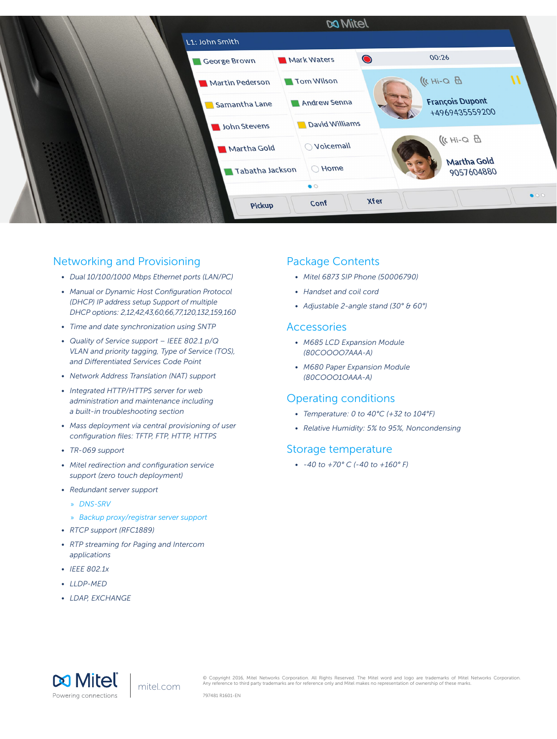## Networking and Provisioning

- *Dual 10/100/1000 Mbps Ethernet ports (LAN/PC)*
- *Manual or Dynamic Host Configuration Protocol (DHCP) IP address setup Support of multiple DHCP options: 2,12,42,43,60,66,77,120,132,159,160*
- *Time and date synchronization using SNTP*
- *Quality of Service support – IEEE 802.1 p/Q VLAN and priority tagging, Type of Service (TOS), and Differentiated Services Code Point*
- *Network Address Translation (NAT) support*
- *Integrated HTTP/HTTPS server for web administration and maintenance including a built-in troubleshooting section*
- *Mass deployment via central provisioning of user configuration files: TFTP, FTP, HTTP, HTTPS*
- *TR-069 support*
- *Mitel redirection and configuration service support (zero touch deployment)*
- *Redundant server support*
  - *DNS-SRV*
  - *Backup proxy/registrar server support*
- *RTCP support (RFC1889)*
- *RTP streaming for Paging and Intercom applications*
- *IEEE 802.1x*
- *LLDP-MED*
- *LDAP, EXCHANGE*

## Package Contents

- *Mitel 6873 SIP Phone (50006790)*
- *Handset and coil cord*
- *Adjustable 2-angle stand (30° & 60°)*

## Accessories

- *M685 LCD Expansion Module (80COOOO7AAA-A)*
- *M680 Paper Expansion Module (80COOO1OAAA-A)*

## Operating conditions

- *Temperature: 0 to 40°C (+32 to 104°F)*
- *Relative Humidity: 5% to 95%, Noncondensing*

## Storage temperature

- *-40 to +70° C (-40 to +160° F)*

Mitel
Powering connections

mitel.com

© Copyright 2016, Mitel Networks Corporation. All Rights Reserved. The Mitel word and logo are trademarks of Mitel Networks Corporation. Any reference to third party trademarks are for reference only and Mitel makes no representation of ownership of these marks.

797481 R1601-EN